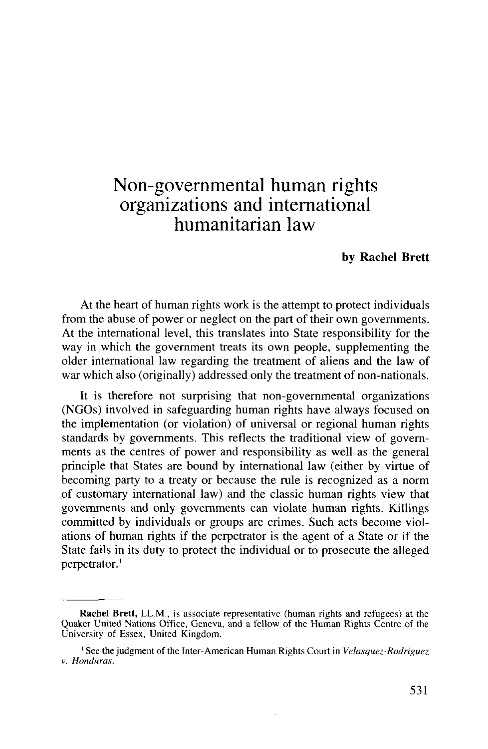# Non-governmental human rights organizations and international humanitarian law

**by Rachel Brett**

At the heart of human rights work is the attempt to protect individuals from the abuse of power or neglect on the part of their own governments. At the international level, this translates into State responsibility for the way in which the government treats its own people, supplementing the older international law regarding the treatment of aliens and the law of war which also (originally) addressed only the treatment of non-nationals.

It is therefore not surprising that non-governmental organizations (NGOs) involved in safeguarding human rights have always focused on the implementation (or violation) of universal or regional human rights standards by governments. This reflects the traditional view of governments as the centres of power and responsibility as well as the general principle that States are bound by international law (either by virtue of becoming party to a treaty or because the rule is recognized as a norm of customary international law) and the classic human rights view that governments and only governments can violate human rights. Killings committed by individuals or groups are crimes. Such acts become violations of human rights if the perpetrator is the agent of a State or if the State fails in its duty to protect the individual or to prosecute the alleged perpetrator.[1]

---

**Rachel Brett,** LL.M., is associate representative (human rights and refugees) at the Quaker United Nations Office, Geneva, and a fellow of the Human Rights Centre of the University of Essex, United Kingdom.

[1] See the judgment of the Inter-American Human Rights Court in *Velasquez-Rodriguez v. Honduras.*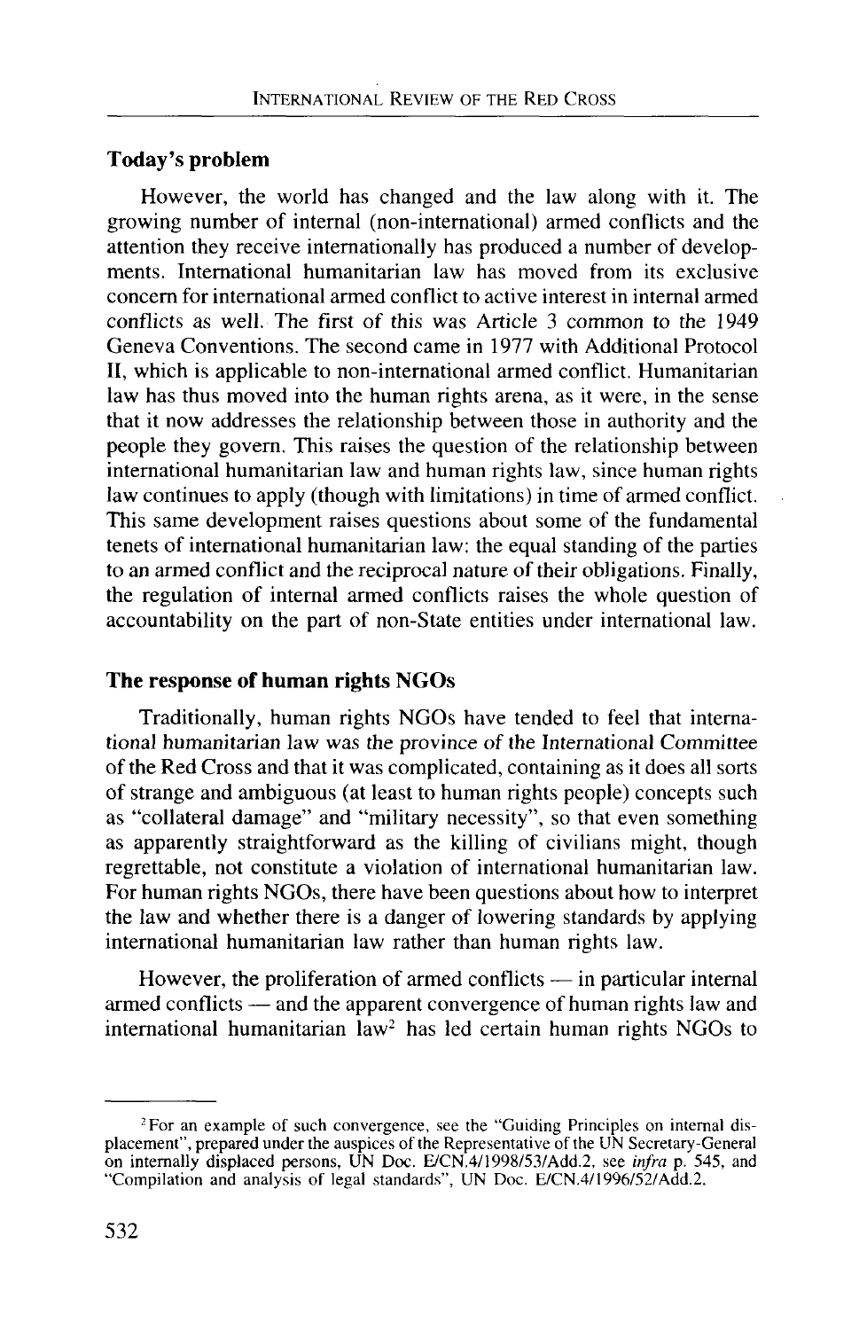## Today's problem

However, the world has changed and the law along with it. The growing number of internal (non-international) armed conflicts and the attention they receive internationally has produced a number of developments. International humanitarian law has moved from its exclusive concern for international armed conflict to active interest in internal armed conflicts as well. The first of this was Article 3 common to the 1949 Geneva Conventions. The second came in 1977 with Additional Protocol II, which is applicable to non-international armed conflict. Humanitarian law has thus moved into the human rights arena, as it were, in the sense that it now addresses the relationship between those in authority and the people they govern. This raises the question of the relationship between international humanitarian law and human rights law, since human rights law continues to apply (though with limitations) in time of armed conflict. This same development raises questions about some of the fundamental tenets of international humanitarian law: the equal standing of the parties to an armed conflict and the reciprocal nature of their obligations. Finally, the regulation of internal armed conflicts raises the whole question of accountability on the part of non-State entities under international law.

## The response of human rights NGOs

Traditionally, human rights NGOs have tended to feel that international humanitarian law was the province of the International Committee of the Red Cross and that it was complicated, containing as it does all sorts of strange and ambiguous (at least to human rights people) concepts such as "collateral damage" and "military necessity", so that even something as apparently straightforward as the killing of civilians might, though regrettable, not constitute a violation of international humanitarian law. For human rights NGOs, there have been questions about how to interpret the law and whether there is a danger of lowering standards by applying international humanitarian law rather than human rights law.

However, the proliferation of armed conflicts — in particular internal armed conflicts — and the apparent convergence of human rights law and international humanitarian law[2] has led certain human rights NGOs to

---

[2] For an example of such convergence, see the "Guiding Principles on internal displacement", prepared under the auspices of the Representative of the UN Secretary-General on internally displaced persons, UN Doc. E/CN.4/1998/53/Add.2, see *infra* p. 545, and "Compilation and analysis of legal standards", UN Doc. E/CN.4/1996/52/Add.2.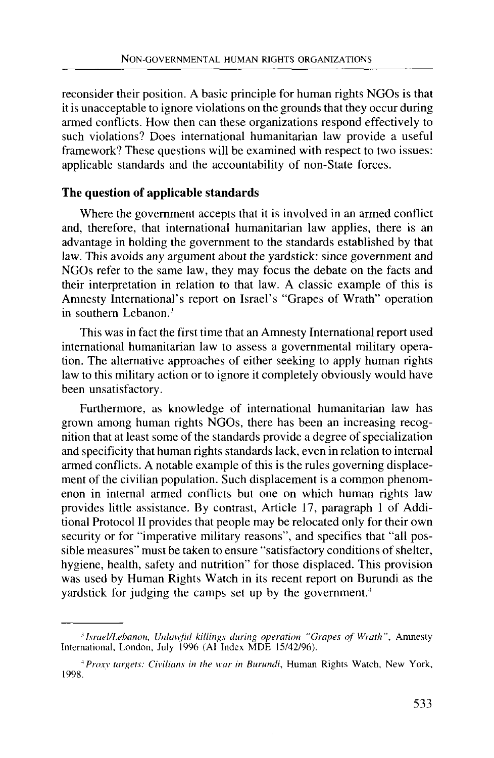reconsider their position. A basic principle for human rights NGOs is that it is unacceptable to ignore violations on the grounds that they occur during armed conflicts. How then can these organizations respond effectively to such violations? Does international humanitarian law provide a useful framework? These questions will be examined with respect to two issues: applicable standards and the accountability of non-State forces.

### The question of applicable standards

Where the government accepts that it is involved in an armed conflict and, therefore, that international humanitarian law applies, there is an advantage in holding the government to the standards established by that law. This avoids any argument about the yardstick: since government and NGOs refer to the same law, they may focus the debate on the facts and their interpretation in relation to that law. A classic example of this is Amnesty International's report on Israel's "Grapes of Wrath" operation in southern Lebanon.[3]

This was in fact the first time that an Amnesty International report used international humanitarian law to assess a governmental military operation. The alternative approaches of either seeking to apply human rights law to this military action or to ignore it completely obviously would have been unsatisfactory.

Furthermore, as knowledge of international humanitarian law has grown among human rights NGOs, there has been an increasing recognition that at least some of the standards provide a degree of specialization and specificity that human rights standards lack, even in relation to internal armed conflicts. A notable example of this is the rules governing displacement of the civilian population. Such displacement is a common phenomenon in internal armed conflicts but one on which human rights law provides little assistance. By contrast, Article 17, paragraph 1 of Additional Protocol II provides that people may be relocated only for their own security or for "imperative military reasons", and specifies that "all possible measures" must be taken to ensure "satisfactory conditions of shelter, hygiene, health, safety and nutrition" for those displaced. This provision was used by Human Rights Watch in its recent report on Burundi as the yardstick for judging the camps set up by the government.[4]

---

[3] *Israel/Lebanon, Unlawful killings during operation "Grapes of Wrath"*, Amnesty International, London, July 1996 (AI Index MDE 15/42/96).

[4] *Proxy targets: Civilians in the war in Burundi*, Human Rights Watch, New York, 1998.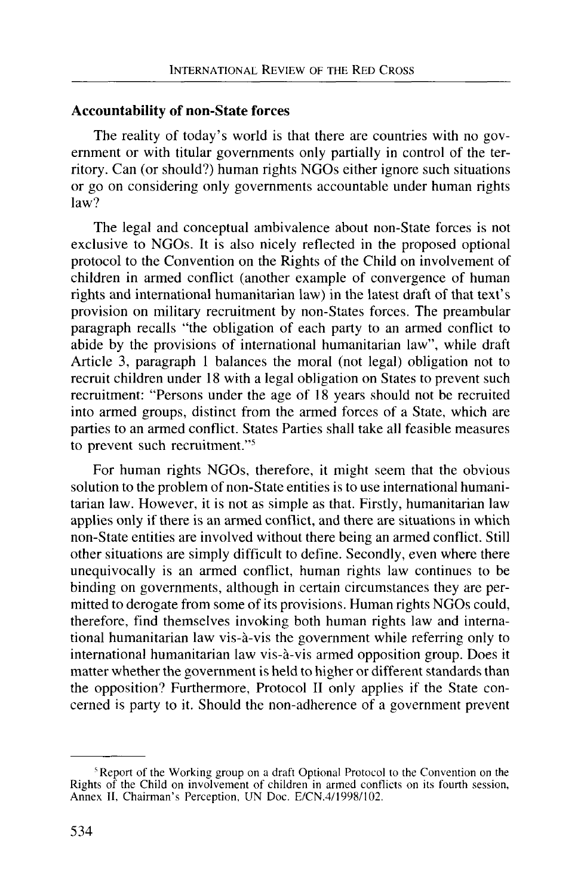## Accountability of non-State forces

The reality of today's world is that there are countries with no government or with titular governments only partially in control of the territory. Can (or should?) human rights NGOs either ignore such situations or go on considering only governments accountable under human rights law?

The legal and conceptual ambivalence about non-State forces is not exclusive to NGOs. It is also nicely reflected in the proposed optional protocol to the Convention on the Rights of the Child on involvement of children in armed conflict (another example of convergence of human rights and international humanitarian law) in the latest draft of that text's provision on military recruitment by non-States forces. The preambular paragraph recalls "the obligation of each party to an armed conflict to abide by the provisions of international humanitarian law", while draft Article 3, paragraph 1 balances the moral (not legal) obligation not to recruit children under 18 with a legal obligation on States to prevent such recruitment: "Persons under the age of 18 years should not be recruited into armed groups, distinct from the armed forces of a State, which are parties to an armed conflict. States Parties shall take all feasible measures to prevent such recruitment."[5]

For human rights NGOs, therefore, it might seem that the obvious solution to the problem of non-State entities is to use international humanitarian law. However, it is not as simple as that. Firstly, humanitarian law applies only if there is an armed conflict, and there are situations in which non-State entities are involved without there being an armed conflict. Still other situations are simply difficult to define. Secondly, even where there unequivocally is an armed conflict, human rights law continues to be binding on governments, although in certain circumstances they are permitted to derogate from some of its provisions. Human rights NGOs could, therefore, find themselves invoking both human rights law and international humanitarian law vis-à-vis the government while referring only to international humanitarian law vis-à-vis armed opposition group. Does it matter whether the government is held to higher or different standards than the opposition? Furthermore, Protocol II only applies if the State concerned is party to it. Should the non-adherence of a government prevent

---

[5] Report of the Working group on a draft Optional Protocol to the Convention on the Rights of the Child on involvement of children in armed conflicts on its fourth session, Annex II, Chairman's Perception, UN Doc. E/CN.4/1998/102.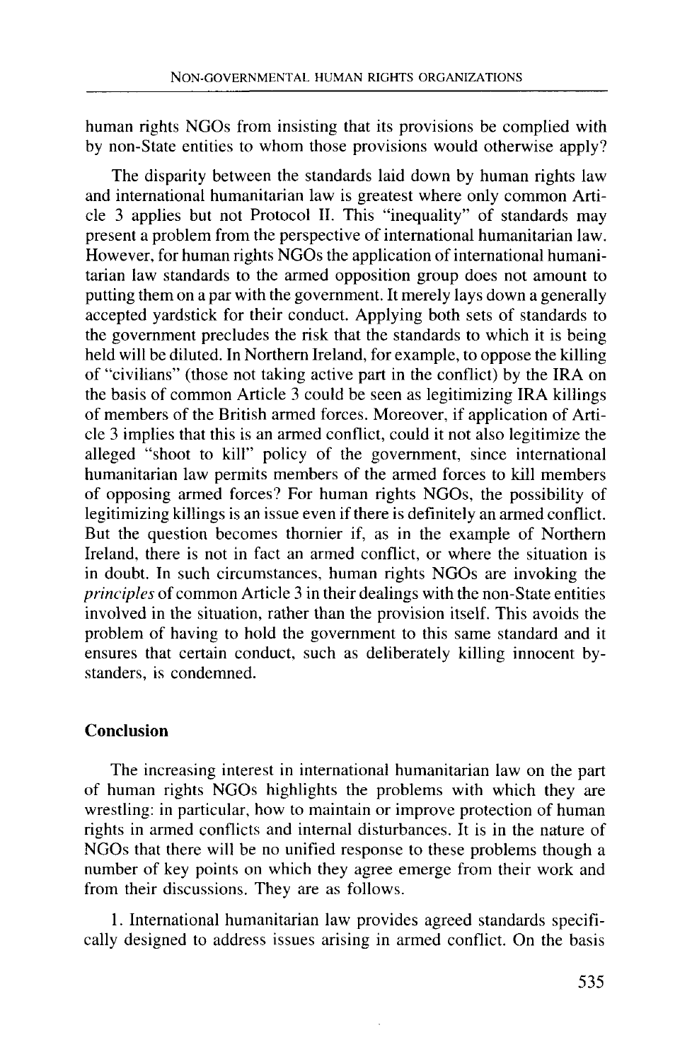human rights NGOs from insisting that its provisions be complied with by non-State entities to whom those provisions would otherwise apply?

The disparity between the standards laid down by human rights law and international humanitarian law is greatest where only common Article 3 applies but not Protocol II. This "inequality" of standards may present a problem from the perspective of international humanitarian law. However, for human rights NGOs the application of international humanitarian law standards to the armed opposition group does not amount to putting them on a par with the government. It merely lays down a generally accepted yardstick for their conduct. Applying both sets of standards to the government precludes the risk that the standards to which it is being held will be diluted. In Northern Ireland, for example, to oppose the killing of "civilians" (those not taking active part in the conflict) by the IRA on the basis of common Article 3 could be seen as legitimizing IRA killings of members of the British armed forces. Moreover, if application of Article 3 implies that this is an armed conflict, could it not also legitimize the alleged "shoot to kill" policy of the government, since international humanitarian law permits members of the armed forces to kill members of opposing armed forces? For human rights NGOs, the possibility of legitimizing killings is an issue even if there is definitely an armed conflict. But the question becomes thornier if, as in the example of Northern Ireland, there is not in fact an armed conflict, or where the situation is in doubt. In such circumstances, human rights NGOs are invoking the *principles* of common Article 3 in their dealings with the non-State entities involved in the situation, rather than the provision itself. This avoids the problem of having to hold the government to this same standard and it ensures that certain conduct, such as deliberately killing innocent bystanders, is condemned.

## Conclusion

The increasing interest in international humanitarian law on the part of human rights NGOs highlights the problems with which they are wrestling: in particular, how to maintain or improve protection of human rights in armed conflicts and internal disturbances. It is in the nature of NGOs that there will be no unified response to these problems though a number of key points on which they agree emerge from their work and from their discussions. They are as follows.

1. International humanitarian law provides agreed standards specifically designed to address issues arising in armed conflict. On the basis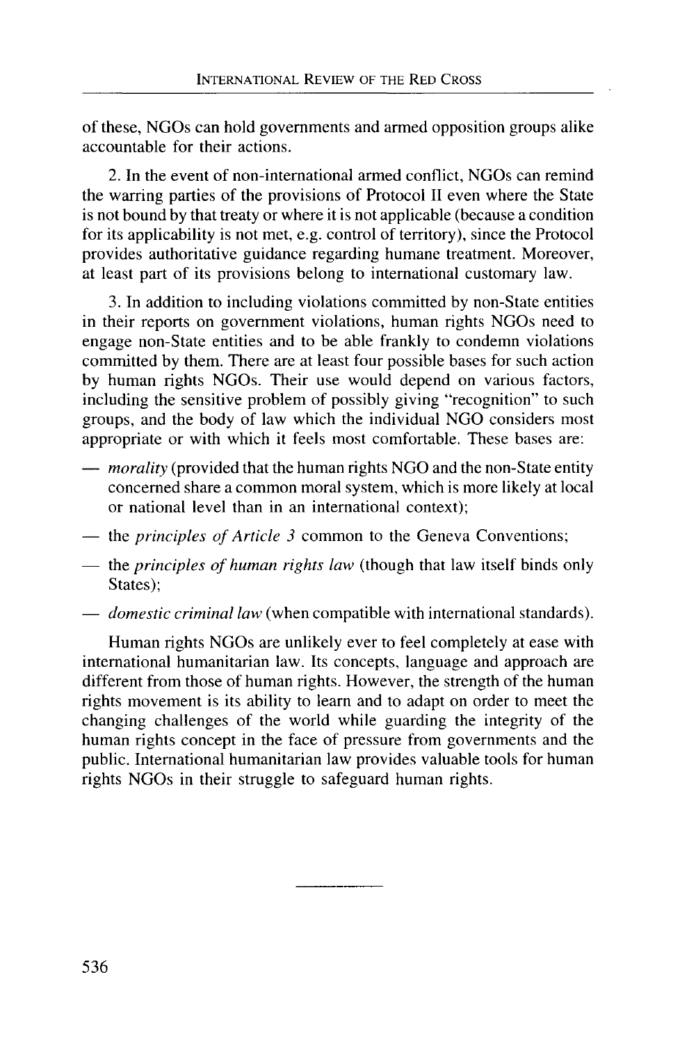of these, NGOs can hold governments and armed opposition groups alike accountable for their actions.

2. In the event of non-international armed conflict, NGOs can remind the warring parties of the provisions of Protocol II even where the State is not bound by that treaty or where it is not applicable (because a condition for its applicability is not met, e.g. control of territory), since the Protocol provides authoritative guidance regarding humane treatment. Moreover, at least part of its provisions belong to international customary law.

3. In addition to including violations committed by non-State entities in their reports on government violations, human rights NGOs need to engage non-State entities and to be able frankly to condemn violations committed by them. There are at least four possible bases for such action by human rights NGOs. Their use would depend on various factors, including the sensitive problem of possibly giving "recognition" to such groups, and the body of law which the individual NGO considers most appropriate or with which it feels most comfortable. These bases are:

- *morality* (provided that the human rights NGO and the non-State entity concerned share a common moral system, which is more likely at local or national level than in an international context);
- the *principles of Article 3* common to the Geneva Conventions;
- the *principles of human rights law* (though that law itself binds only States);
- *domestic criminal law* (when compatible with international standards).

Human rights NGOs are unlikely ever to feel completely at ease with international humanitarian law. Its concepts, language and approach are different from those of human rights. However, the strength of the human rights movement is its ability to learn and to adapt on order to meet the changing challenges of the world while guarding the integrity of the human rights concept in the face of pressure from governments and the public. International humanitarian law provides valuable tools for human rights NGOs in their struggle to safeguard human rights.